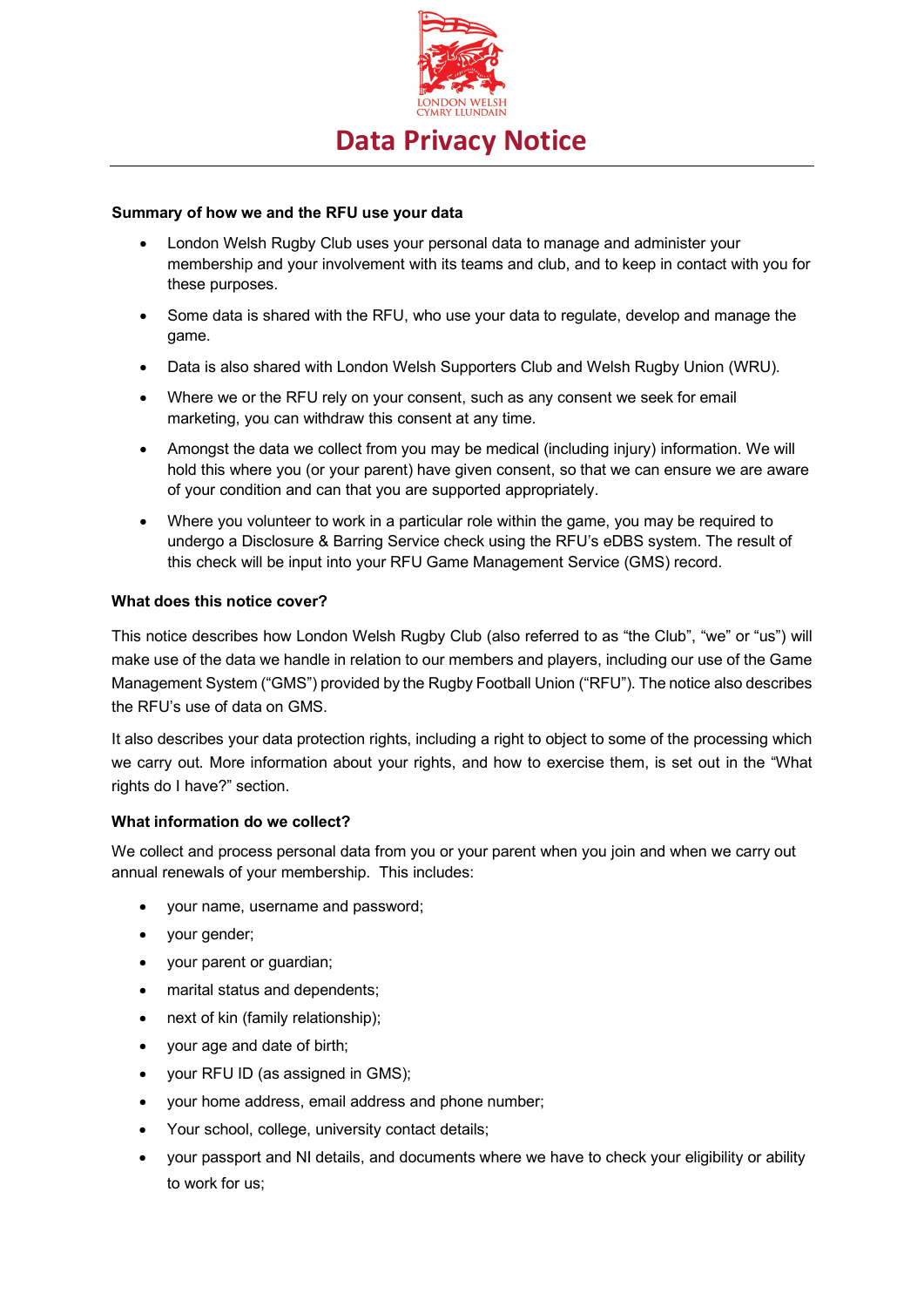LONDON WELSH
CYMRY LLUNDAIN

# Data Privacy Notice

**Summary of how we and the RFU use your data**

- London Welsh Rugby Club uses your personal data to manage and administer your membership and your involvement with its teams and club, and to keep in contact with you for these purposes.
- Some data is shared with the RFU, who use your data to regulate, develop and manage the game.
- Data is also shared with London Welsh Supporters Club and Welsh Rugby Union (WRU).
- Where we or the RFU rely on your consent, such as any consent we seek for email marketing, you can withdraw this consent at any time.
- Amongst the data we collect from you may be medical (including injury) information. We will hold this where you (or your parent) have given consent, so that we can ensure we are aware of your condition and can that you are supported appropriately.
- Where you volunteer to work in a particular role within the game, you may be required to undergo a Disclosure & Barring Service check using the RFU's eDBS system. The result of this check will be input into your RFU Game Management Service (GMS) record.

**What does this notice cover?**

This notice describes how London Welsh Rugby Club (also referred to as "the Club", "we" or "us") will make use of the data we handle in relation to our members and players, including our use of the Game Management System ("GMS") provided by the Rugby Football Union ("RFU"). The notice also describes the RFU's use of data on GMS.

It also describes your data protection rights, including a right to object to some of the processing which we carry out. More information about your rights, and how to exercise them, is set out in the "What rights do I have?" section.

**What information do we collect?**

We collect and process personal data from you or your parent when you join and when we carry out annual renewals of your membership. This includes:

- your name, username and password;
- your gender;
- your parent or guardian;
- marital status and dependents;
- next of kin (family relationship);
- your age and date of birth;
- your RFU ID (as assigned in GMS);
- your home address, email address and phone number;
- Your school, college, university contact details;
- your passport and NI details, and documents where we have to check your eligibility or ability to work for us;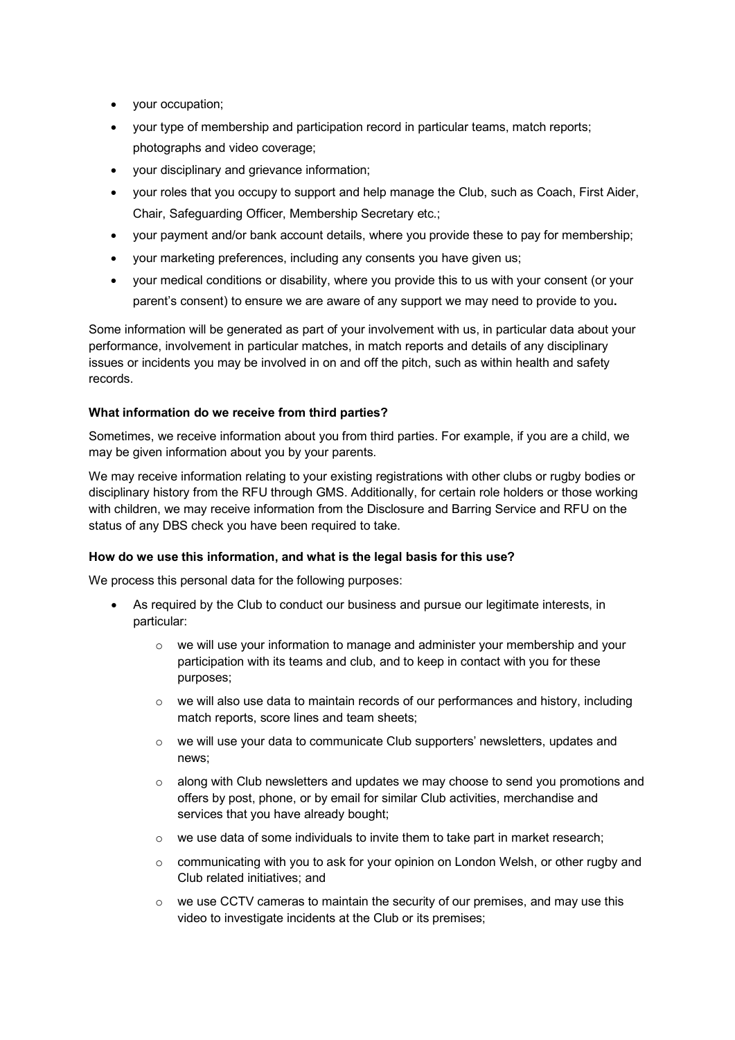- your occupation;
- your type of membership and participation record in particular teams, match reports; photographs and video coverage;
- your disciplinary and grievance information;
- your roles that you occupy to support and help manage the Club, such as Coach, First Aider, Chair, Safeguarding Officer, Membership Secretary etc.;
- your payment and/or bank account details, where you provide these to pay for membership;
- your marketing preferences, including any consents you have given us;
- your medical conditions or disability, where you provide this to us with your consent (or your parent's consent) to ensure we are aware of any support we may need to provide to you**.**

Some information will be generated as part of your involvement with us, in particular data about your performance, involvement in particular matches, in match reports and details of any disciplinary issues or incidents you may be involved in on and off the pitch, such as within health and safety records.

**What information do we receive from third parties?**

Sometimes, we receive information about you from third parties. For example, if you are a child, we may be given information about you by your parents.

We may receive information relating to your existing registrations with other clubs or rugby bodies or disciplinary history from the RFU through GMS. Additionally, for certain role holders or those working with children, we may receive information from the Disclosure and Barring Service and RFU on the status of any DBS check you have been required to take.

**How do we use this information, and what is the legal basis for this use?**

We process this personal data for the following purposes:

- As required by the Club to conduct our business and pursue our legitimate interests, in particular:
  - we will use your information to manage and administer your membership and your participation with its teams and club, and to keep in contact with you for these purposes;
  - we will also use data to maintain records of our performances and history, including match reports, score lines and team sheets;
  - we will use your data to communicate Club supporters' newsletters, updates and news;
  - along with Club newsletters and updates we may choose to send you promotions and offers by post, phone, or by email for similar Club activities, merchandise and services that you have already bought;
  - we use data of some individuals to invite them to take part in market research;
  - communicating with you to ask for your opinion on London Welsh, or other rugby and Club related initiatives; and
  - we use CCTV cameras to maintain the security of our premises, and may use this video to investigate incidents at the Club or its premises;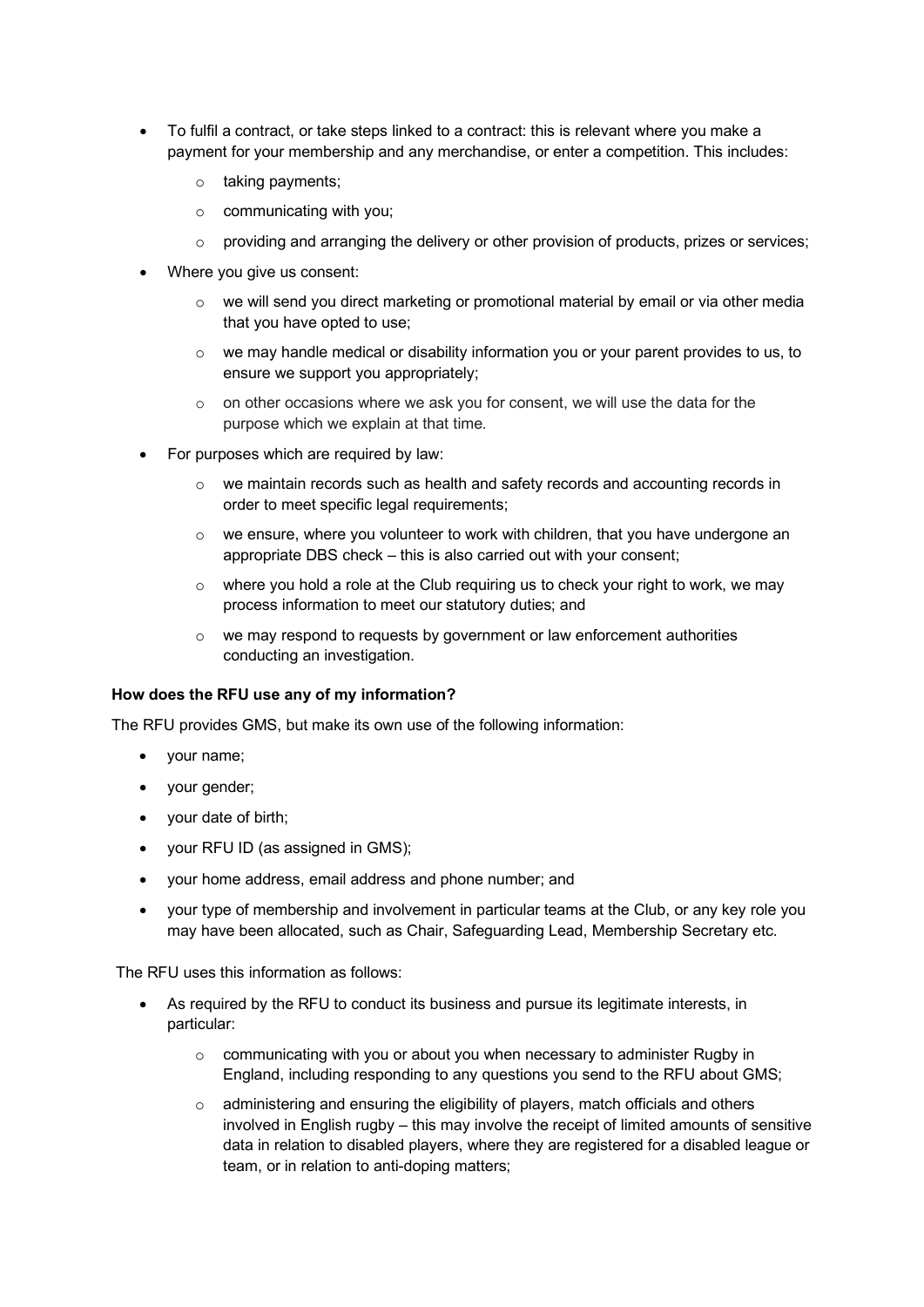- To fulfil a contract, or take steps linked to a contract: this is relevant where you make a payment for your membership and any merchandise, or enter a competition. This includes:
    - taking payments;
    - communicating with you;
    - providing and arranging the delivery or other provision of products, prizes or services;
- Where you give us consent:
    - we will send you direct marketing or promotional material by email or via other media that you have opted to use;
    - we may handle medical or disability information you or your parent provides to us, to ensure we support you appropriately;
    - on other occasions where we ask you for consent, we will use the data for the purpose which we explain at that time.
- For purposes which are required by law:
    - we maintain records such as health and safety records and accounting records in order to meet specific legal requirements;
    - we ensure, where you volunteer to work with children, that you have undergone an appropriate DBS check – this is also carried out with your consent;
    - where you hold a role at the Club requiring us to check your right to work, we may process information to meet our statutory duties; and
    - we may respond to requests by government or law enforcement authorities conducting an investigation.

**How does the RFU use any of my information?**

The RFU provides GMS, but make its own use of the following information:

- your name;
- your gender;
- your date of birth;
- your RFU ID (as assigned in GMS);
- your home address, email address and phone number; and
- your type of membership and involvement in particular teams at the Club, or any key role you may have been allocated, such as Chair, Safeguarding Lead, Membership Secretary etc.

The RFU uses this information as follows:

- As required by the RFU to conduct its business and pursue its legitimate interests, in particular:
    - communicating with you or about you when necessary to administer Rugby in England, including responding to any questions you send to the RFU about GMS;
    - administering and ensuring the eligibility of players, match officials and others involved in English rugby – this may involve the receipt of limited amounts of sensitive data in relation to disabled players, where they are registered for a disabled league or team, or in relation to anti-doping matters;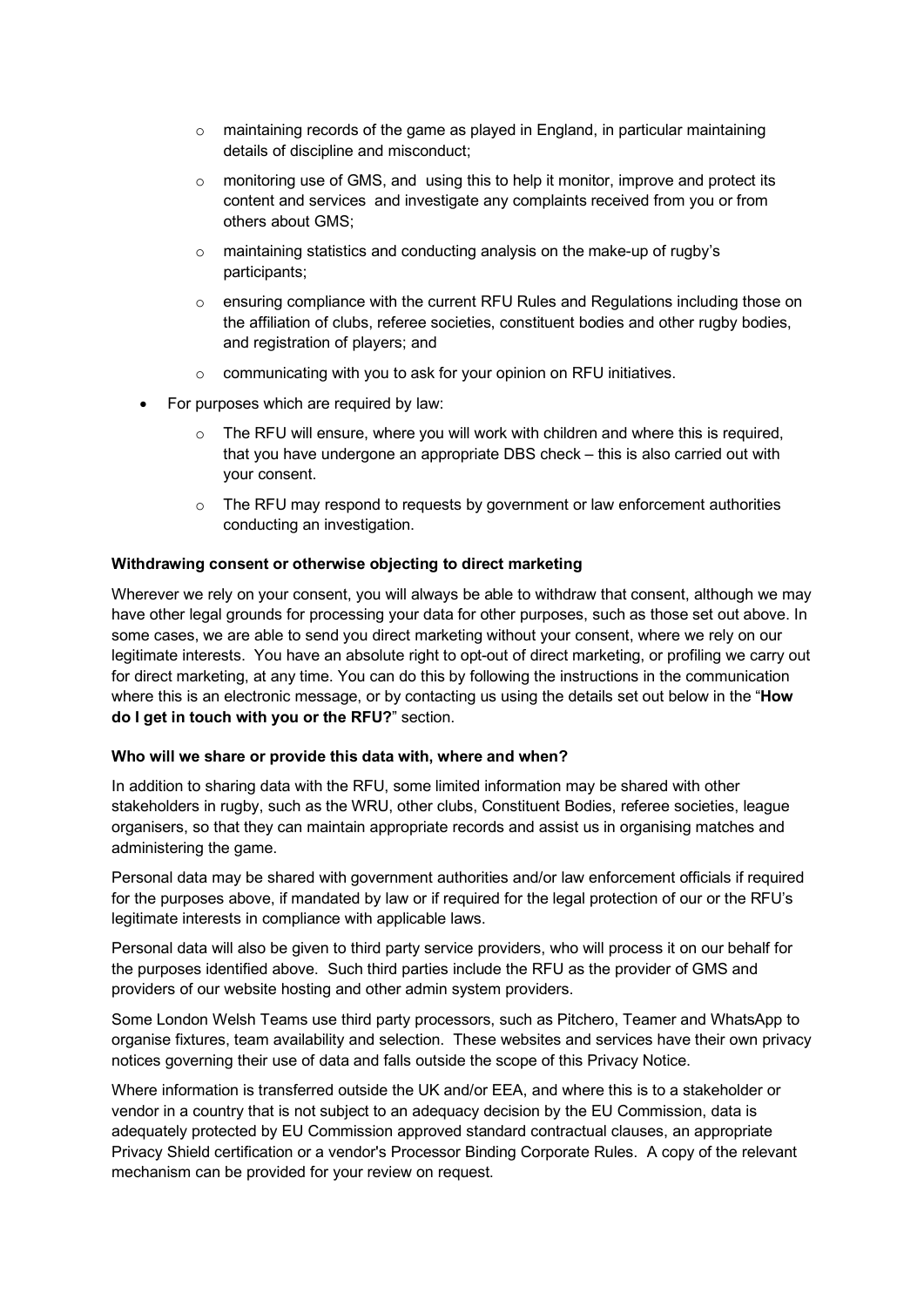- maintaining records of the game as played in England, in particular maintaining details of discipline and misconduct;
  - monitoring use of GMS, and using this to help it monitor, improve and protect its content and services and investigate any complaints received from you or from others about GMS;
  - maintaining statistics and conducting analysis on the make-up of rugby's participants;
  - ensuring compliance with the current RFU Rules and Regulations including those on the affiliation of clubs, referee societies, constituent bodies and other rugby bodies, and registration of players; and
  - communicating with you to ask for your opinion on RFU initiatives.
- For purposes which are required by law:
  - The RFU will ensure, where you will work with children and where this is required, that you have undergone an appropriate DBS check – this is also carried out with your consent.
  - The RFU may respond to requests by government or law enforcement authorities conducting an investigation.

**Withdrawing consent or otherwise objecting to direct marketing**

Wherever we rely on your consent, you will always be able to withdraw that consent, although we may have other legal grounds for processing your data for other purposes, such as those set out above. In some cases, we are able to send you direct marketing without your consent, where we rely on our legitimate interests. You have an absolute right to opt-out of direct marketing, or profiling we carry out for direct marketing, at any time. You can do this by following the instructions in the communication where this is an electronic message, or by contacting us using the details set out below in the "**How do I get in touch with you or the RFU?**" section.

**Who will we share or provide this data with, where and when?**

In addition to sharing data with the RFU, some limited information may be shared with other stakeholders in rugby, such as the WRU, other clubs, Constituent Bodies, referee societies, league organisers, so that they can maintain appropriate records and assist us in organising matches and administering the game.

Personal data may be shared with government authorities and/or law enforcement officials if required for the purposes above, if mandated by law or if required for the legal protection of our or the RFU's legitimate interests in compliance with applicable laws.

Personal data will also be given to third party service providers, who will process it on our behalf for the purposes identified above. Such third parties include the RFU as the provider of GMS and providers of our website hosting and other admin system providers.

Some London Welsh Teams use third party processors, such as Pitchero, Teamer and WhatsApp to organise fixtures, team availability and selection. These websites and services have their own privacy notices governing their use of data and falls outside the scope of this Privacy Notice.

Where information is transferred outside the UK and/or EEA, and where this is to a stakeholder or vendor in a country that is not subject to an adequacy decision by the EU Commission, data is adequately protected by EU Commission approved standard contractual clauses, an appropriate Privacy Shield certification or a vendor's Processor Binding Corporate Rules. A copy of the relevant mechanism can be provided for your review on request.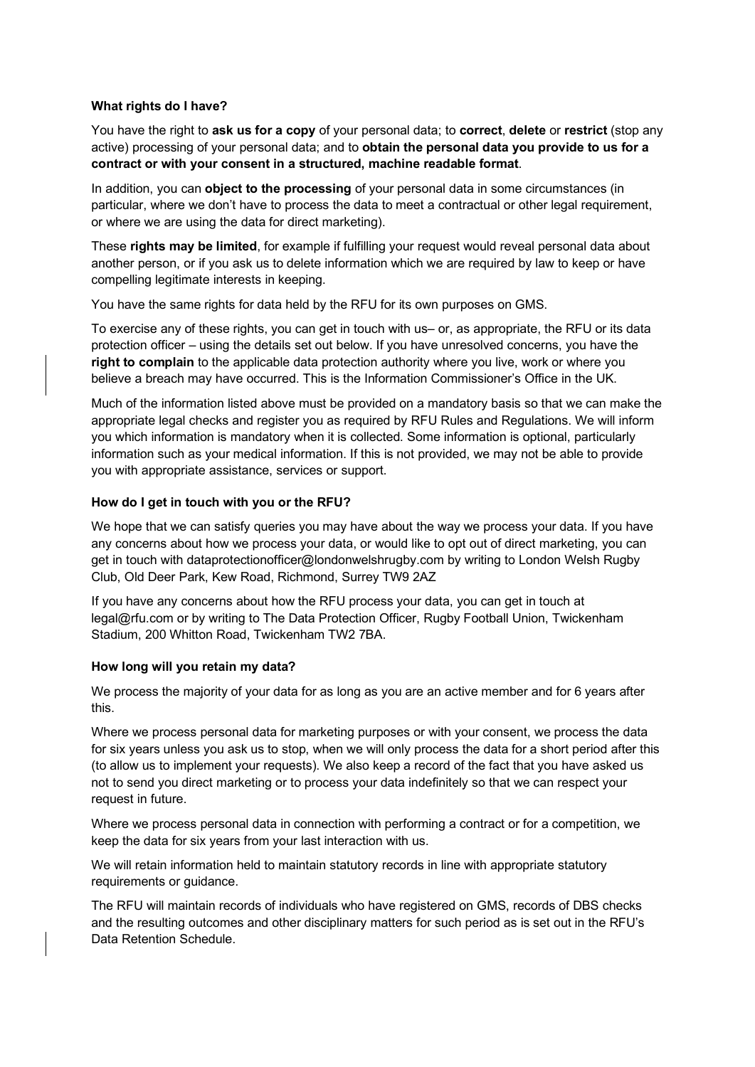**What rights do I have?**

You have the right to **ask us for a copy** of your personal data; to **correct**, **delete** or **restrict** (stop any active) processing of your personal data; and to **obtain the personal data you provide to us for a contract or with your consent in a structured, machine readable format**.

In addition, you can **object to the processing** of your personal data in some circumstances (in particular, where we don't have to process the data to meet a contractual or other legal requirement, or where we are using the data for direct marketing).

These **rights may be limited**, for example if fulfilling your request would reveal personal data about another person, or if you ask us to delete information which we are required by law to keep or have compelling legitimate interests in keeping.

You have the same rights for data held by the RFU for its own purposes on GMS.

To exercise any of these rights, you can get in touch with us– or, as appropriate, the RFU or its data protection officer – using the details set out below. If you have unresolved concerns, you have the **right to complain** to the applicable data protection authority where you live, work or where you believe a breach may have occurred. This is the Information Commissioner's Office in the UK.

Much of the information listed above must be provided on a mandatory basis so that we can make the appropriate legal checks and register you as required by RFU Rules and Regulations. We will inform you which information is mandatory when it is collected. Some information is optional, particularly information such as your medical information. If this is not provided, we may not be able to provide you with appropriate assistance, services or support.

**How do I get in touch with you or the RFU?**

We hope that we can satisfy queries you may have about the way we process your data. If you have any concerns about how we process your data, or would like to opt out of direct marketing, you can get in touch with dataprotectionofficer@londonwelshrugby.com by writing to London Welsh Rugby Club, Old Deer Park, Kew Road, Richmond, Surrey TW9 2AZ

If you have any concerns about how the RFU process your data, you can get in touch at legal@rfu.com or by writing to The Data Protection Officer, Rugby Football Union, Twickenham Stadium, 200 Whitton Road, Twickenham TW2 7BA.

**How long will you retain my data?**

We process the majority of your data for as long as you are an active member and for 6 years after this.

Where we process personal data for marketing purposes or with your consent, we process the data for six years unless you ask us to stop, when we will only process the data for a short period after this (to allow us to implement your requests). We also keep a record of the fact that you have asked us not to send you direct marketing or to process your data indefinitely so that we can respect your request in future.

Where we process personal data in connection with performing a contract or for a competition, we keep the data for six years from your last interaction with us.

We will retain information held to maintain statutory records in line with appropriate statutory requirements or guidance.

The RFU will maintain records of individuals who have registered on GMS, records of DBS checks and the resulting outcomes and other disciplinary matters for such period as is set out in the RFU's Data Retention Schedule.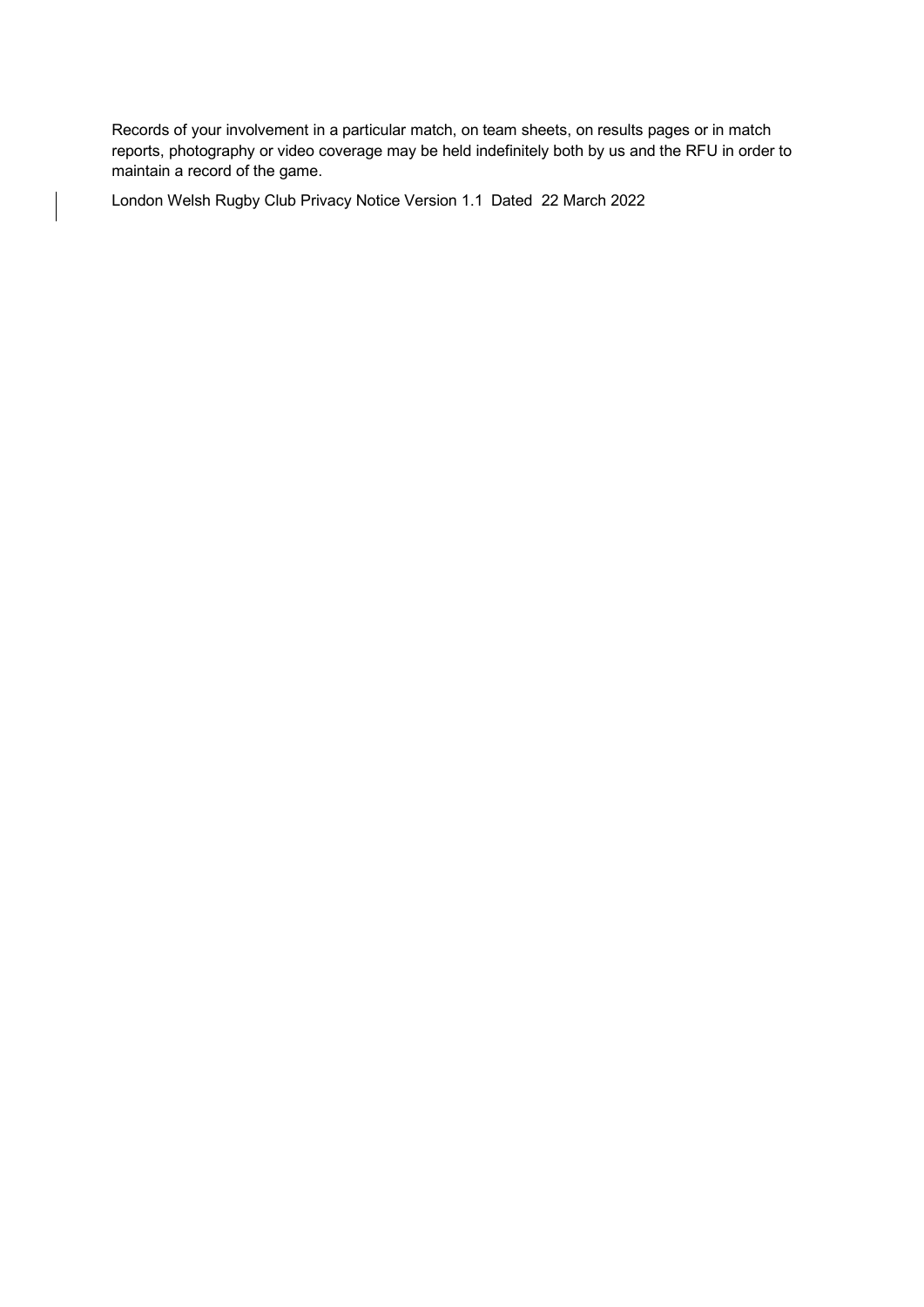Records of your involvement in a particular match, on team sheets, on results pages or in match reports, photography or video coverage may be held indefinitely both by us and the RFU in order to maintain a record of the game.

London Welsh Rugby Club Privacy Notice Version 1.1 Dated 22 March 2022